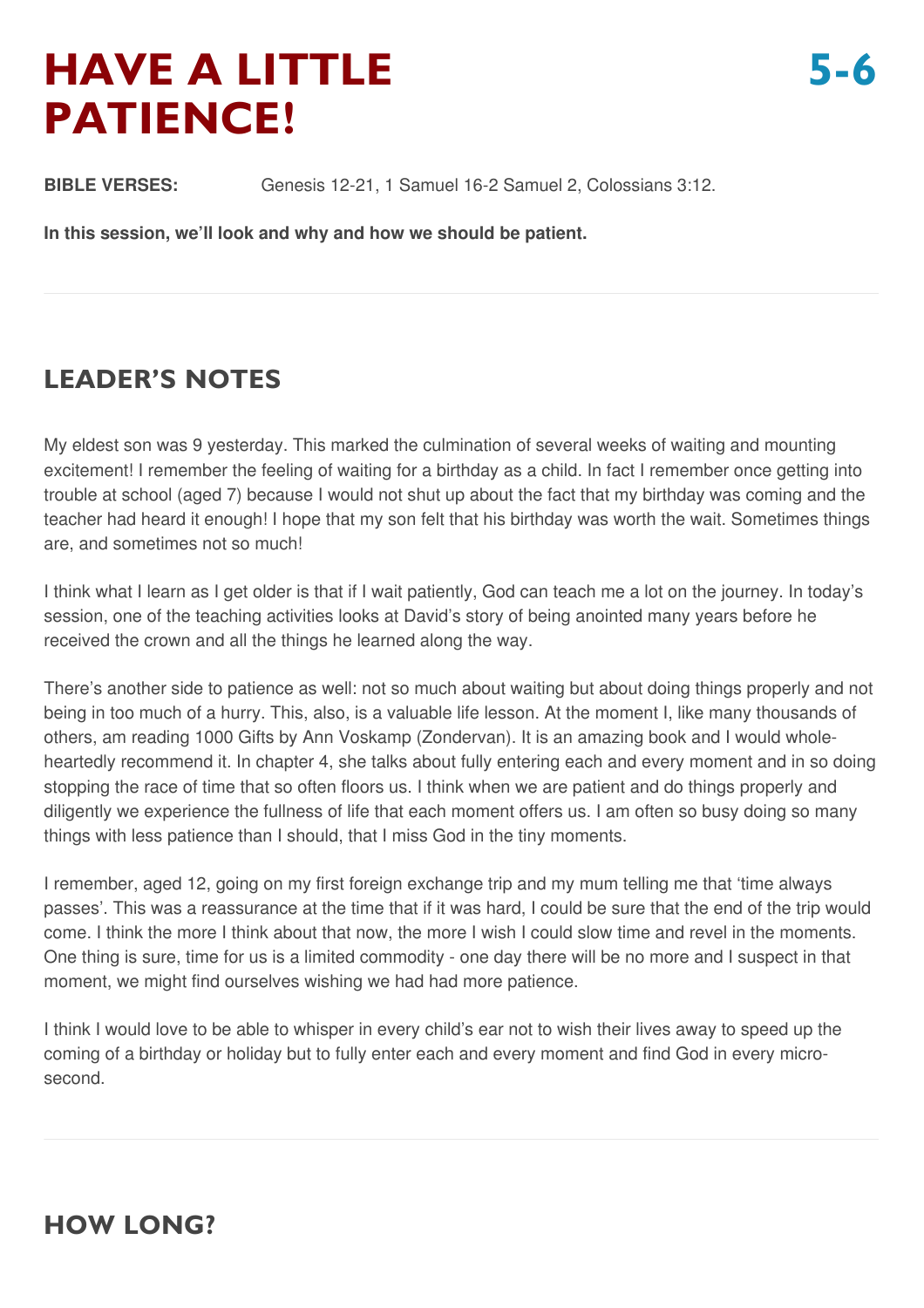# HAVE A LITTLE PATIENCE!

**5-6**

**BIBLE VERSES:** Genesis 12-21, 1 Samuel 16-2 Samuel 2, Colossians 3:12.

**In this session, we'll look and why and how we should be patient.**

---

## LEADER'S NOTES

My eldest son was 9 yesterday. This marked the culmination of several weeks of waiting and mounting excitement! I remember the feeling of waiting for a birthday as a child. In fact I remember once getting into trouble at school (aged 7) because I would not shut up about the fact that my birthday was coming and the teacher had heard it enough! I hope that my son felt that his birthday was worth the wait. Sometimes things are, and sometimes not so much!

I think what I learn as I get older is that if I wait patiently, God can teach me a lot on the journey. In today's session, one of the teaching activities looks at David's story of being anointed many years before he received the crown and all the things he learned along the way.

There's another side to patience as well: not so much about waiting but about doing things properly and not being in too much of a hurry. This, also, is a valuable life lesson. At the moment I, like many thousands of others, am reading 1000 Gifts by Ann Voskamp (Zondervan). It is an amazing book and I would whole-heartedly recommend it. In chapter 4, she talks about fully entering each and every moment and in so doing stopping the race of time that so often floors us. I think when we are patient and do things properly and diligently we experience the fullness of life that each moment offers us. I am often so busy doing so many things with less patience than I should, that I miss God in the tiny moments.

I remember, aged 12, going on my first foreign exchange trip and my mum telling me that 'time always passes'. This was a reassurance at the time that if it was hard, I could be sure that the end of the trip would come. I think the more I think about that now, the more I wish I could slow time and revel in the moments. One thing is sure, time for us is a limited commodity - one day there will be no more and I suspect in that moment, we might find ourselves wishing we had had more patience.

I think I would love to be able to whisper in every child's ear not to wish their lives away to speed up the coming of a birthday or holiday but to fully enter each and every moment and find God in every micro-second.

---

## HOW LONG?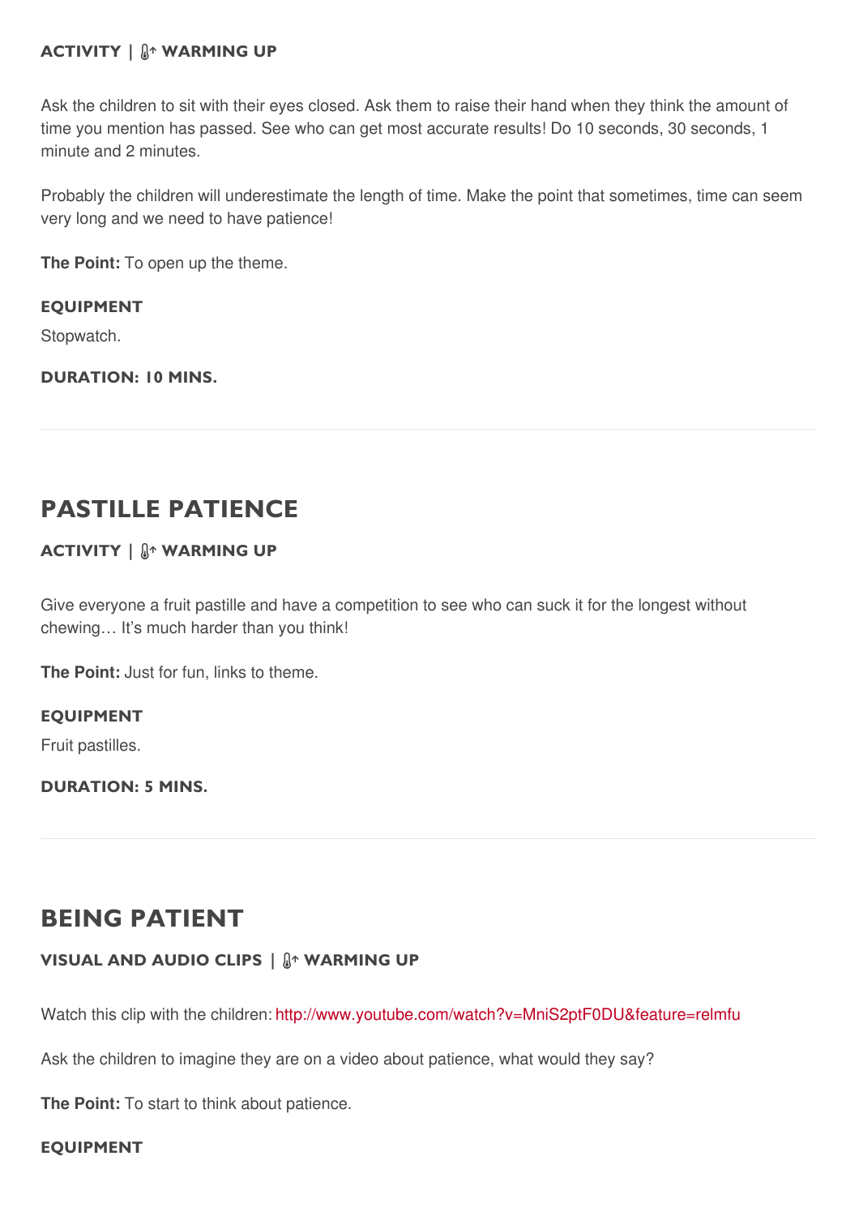**ACTIVITY | WARMING UP**

Ask the children to sit with their eyes closed. Ask them to raise their hand when they think the amount of time you mention has passed. See who can get most accurate results! Do 10 seconds, 30 seconds, 1 minute and 2 minutes.

Probably the children will underestimate the length of time. Make the point that sometimes, time can seem very long and we need to have patience!

**The Point:** To open up the theme.

**EQUIPMENT**

Stopwatch.

**DURATION: 10 MINS.**

---

## PASTILLE PATIENCE

**ACTIVITY | WARMING UP**

Give everyone a fruit pastille and have a competition to see who can suck it for the longest without chewing… It's much harder than you think!

**The Point:** Just for fun, links to theme.

**EQUIPMENT**

Fruit pastilles.

**DURATION: 5 MINS.**

---

## BEING PATIENT

**VISUAL AND AUDIO CLIPS | WARMING UP**

Watch this clip with the children: http://www.youtube.com/watch?v=MniS2ptF0DU&feature=relmfu

Ask the children to imagine they are on a video about patience, what would they say?

**The Point:** To start to think about patience.

**EQUIPMENT**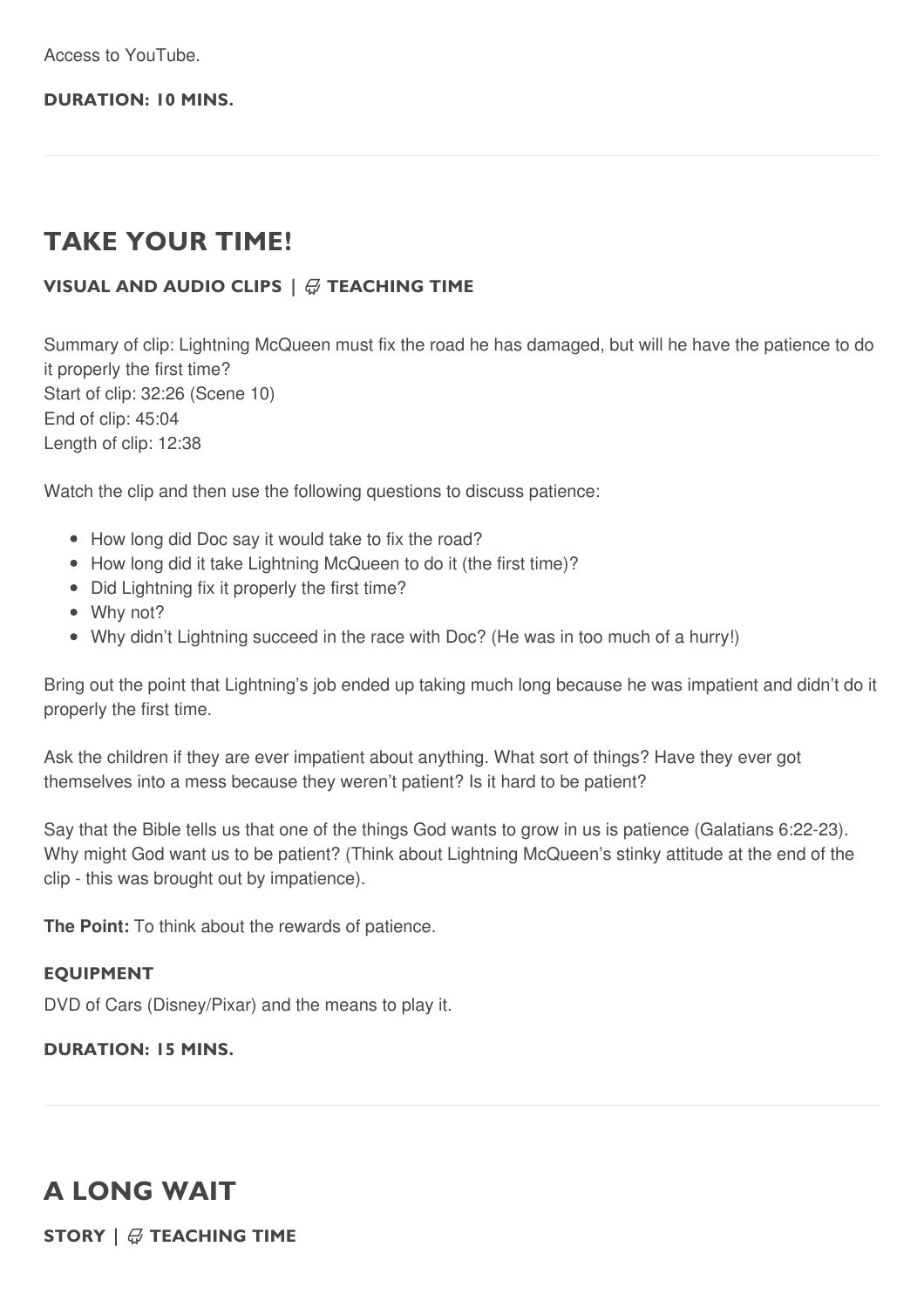Access to YouTube.

**DURATION: 10 MINS.**

---

## TAKE YOUR TIME!

**VISUAL AND AUDIO CLIPS | TEACHING TIME**

Summary of clip: Lightning McQueen must fix the road he has damaged, but will he have the patience to do it properly the first time?
Start of clip: 32:26 (Scene 10)
End of clip: 45:04
Length of clip: 12:38

Watch the clip and then use the following questions to discuss patience:

- How long did Doc say it would take to fix the road?
- How long did it take Lightning McQueen to do it (the first time)?
- Did Lightning fix it properly the first time?
- Why not?
- Why didn't Lightning succeed in the race with Doc? (He was in too much of a hurry!)

Bring out the point that Lightning's job ended up taking much long because he was impatient and didn't do it properly the first time.

Ask the children if they are ever impatient about anything. What sort of things? Have they ever got themselves into a mess because they weren't patient? Is it hard to be patient?

Say that the Bible tells us that one of the things God wants to grow in us is patience (Galatians 6:22-23). Why might God want us to be patient? (Think about Lightning McQueen's stinky attitude at the end of the clip - this was brought out by impatience).

**The Point:** To think about the rewards of patience.

**EQUIPMENT**

DVD of Cars (Disney/Pixar) and the means to play it.

**DURATION: 15 MINS.**

---

## A LONG WAIT

**STORY | TEACHING TIME**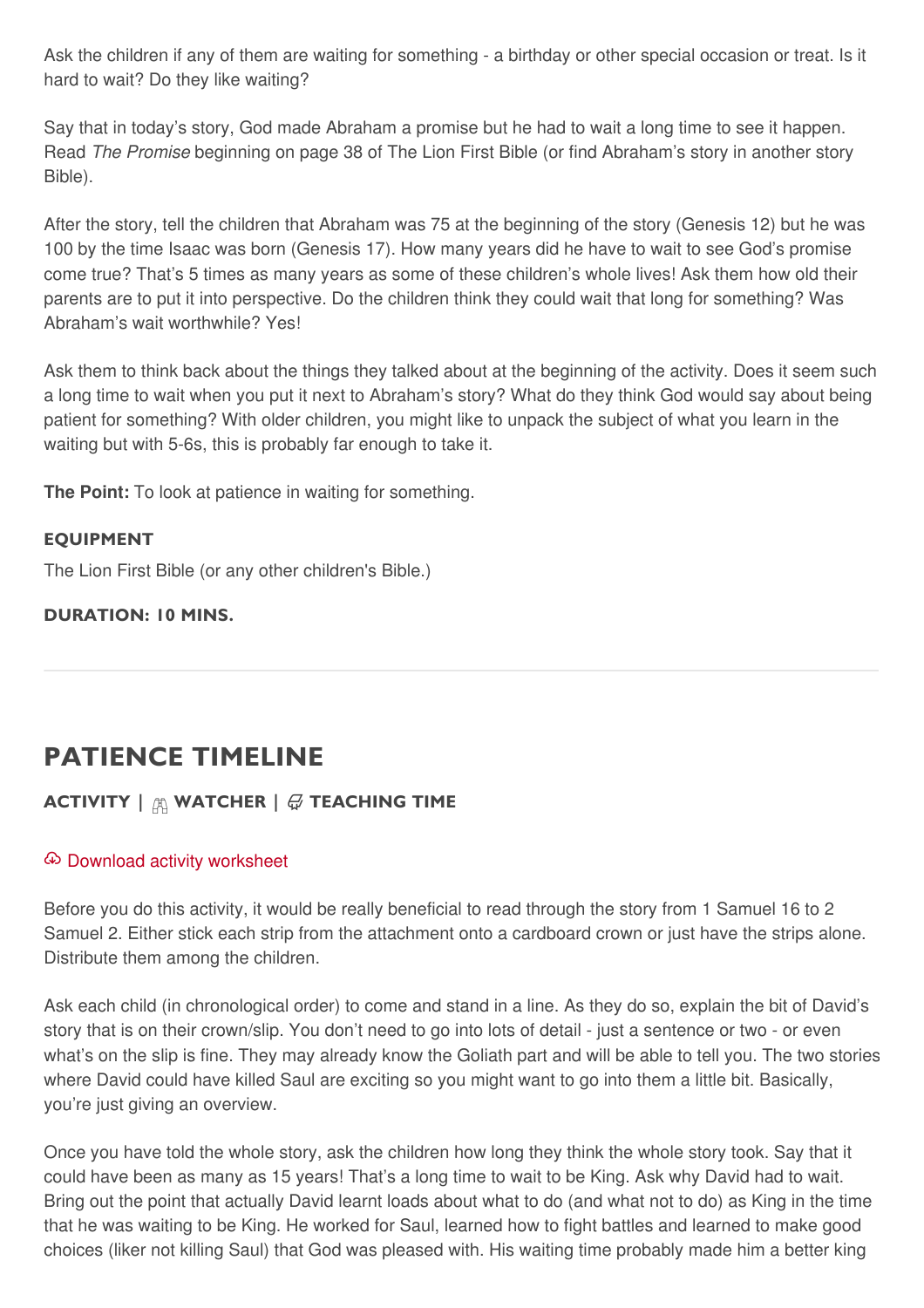Ask the children if any of them are waiting for something - a birthday or other special occasion or treat. Is it hard to wait? Do they like waiting?

Say that in today's story, God made Abraham a promise but he had to wait a long time to see it happen. Read *The Promise* beginning on page 38 of The Lion First Bible (or find Abraham's story in another story Bible).

After the story, tell the children that Abraham was 75 at the beginning of the story (Genesis 12) but he was 100 by the time Isaac was born (Genesis 17). How many years did he have to wait to see God's promise come true? That's 5 times as many years as some of these children's whole lives! Ask them how old their parents are to put it into perspective. Do the children think they could wait that long for something? Was Abraham's wait worthwhile? Yes!

Ask them to think back about the things they talked about at the beginning of the activity. Does it seem such a long time to wait when you put it next to Abraham's story? What do they think God would say about being patient for something? With older children, you might like to unpack the subject of what you learn in the waiting but with 5-6s, this is probably far enough to take it.

**The Point:** To look at patience in waiting for something.

**EQUIPMENT**

The Lion First Bible (or any other children's Bible.)

**DURATION: 10 MINS.**

---

## PATIENCE TIMELINE

**ACTIVITY | WATCHER | TEACHING TIME**

Download activity worksheet

Before you do this activity, it would be really beneficial to read through the story from 1 Samuel 16 to 2 Samuel 2. Either stick each strip from the attachment onto a cardboard crown or just have the strips alone. Distribute them among the children.

Ask each child (in chronological order) to come and stand in a line. As they do so, explain the bit of David's story that is on their crown/slip. You don't need to go into lots of detail - just a sentence or two - or even what's on the slip is fine. They may already know the Goliath part and will be able to tell you. The two stories where David could have killed Saul are exciting so you might want to go into them a little bit. Basically, you're just giving an overview.

Once you have told the whole story, ask the children how long they think the whole story took. Say that it could have been as many as 15 years! That's a long time to wait to be King. Ask why David had to wait. Bring out the point that actually David learnt loads about what to do (and what not to do) as King in the time that he was waiting to be King. He worked for Saul, learned how to fight battles and learned to make good choices (liker not killing Saul) that God was pleased with. His waiting time probably made him a better king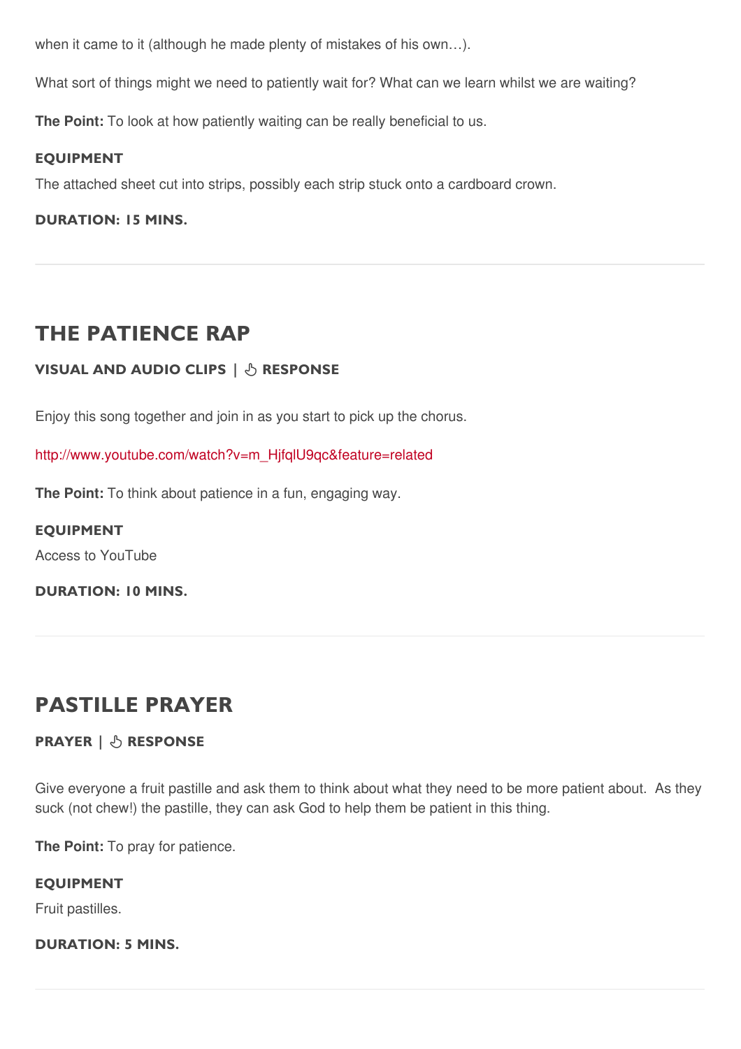when it came to it (although he made plenty of mistakes of his own…).

What sort of things might we need to patiently wait for? What can we learn whilst we are waiting?

**The Point:** To look at how patiently waiting can be really beneficial to us.

#### EQUIPMENT

The attached sheet cut into strips, possibly each strip stuck onto a cardboard crown.

#### DURATION: 15 MINS.

---

## THE PATIENCE RAP

#### VISUAL AND AUDIO CLIPS | RESPONSE

Enjoy this song together and join in as you start to pick up the chorus.

http://www.youtube.com/watch?v=m_HjfqlU9qc&feature=related

**The Point:** To think about patience in a fun, engaging way.

#### EQUIPMENT

Access to YouTube

#### DURATION: 10 MINS.

---

## PASTILLE PRAYER

#### PRAYER | RESPONSE

Give everyone a fruit pastille and ask them to think about what they need to be more patient about. As they suck (not chew!) the pastille, they can ask God to help them be patient in this thing.

**The Point:** To pray for patience.

#### EQUIPMENT

Fruit pastilles.

#### DURATION: 5 MINS.

---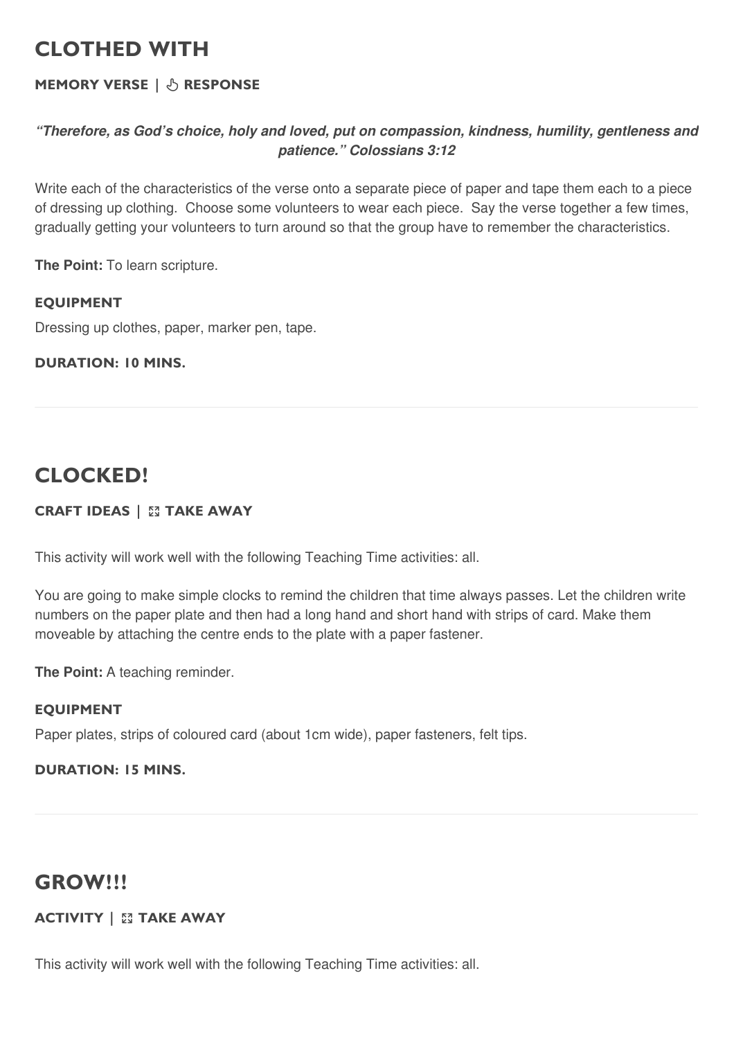## CLOTHED WITH

#### MEMORY VERSE | RESPONSE

***"Therefore, as God's choice, holy and loved, put on compassion, kindness, humility, gentleness and patience." Colossians 3:12***

Write each of the characteristics of the verse onto a separate piece of paper and tape them each to a piece of dressing up clothing. Choose some volunteers to wear each piece. Say the verse together a few times, gradually getting your volunteers to turn around so that the group have to remember the characteristics.

**The Point:** To learn scripture.

#### EQUIPMENT

Dressing up clothes, paper, marker pen, tape.

#### DURATION: 10 MINS.

---

## CLOCKED!

#### CRAFT IDEAS | TAKE AWAY

This activity will work well with the following Teaching Time activities: all.

You are going to make simple clocks to remind the children that time always passes. Let the children write numbers on the paper plate and then had a long hand and short hand with strips of card. Make them moveable by attaching the centre ends to the plate with a paper fastener.

**The Point:** A teaching reminder.

#### EQUIPMENT

Paper plates, strips of coloured card (about 1cm wide), paper fasteners, felt tips.

#### DURATION: 15 MINS.

---

## GROW!!!

#### ACTIVITY | TAKE AWAY

This activity will work well with the following Teaching Time activities: all.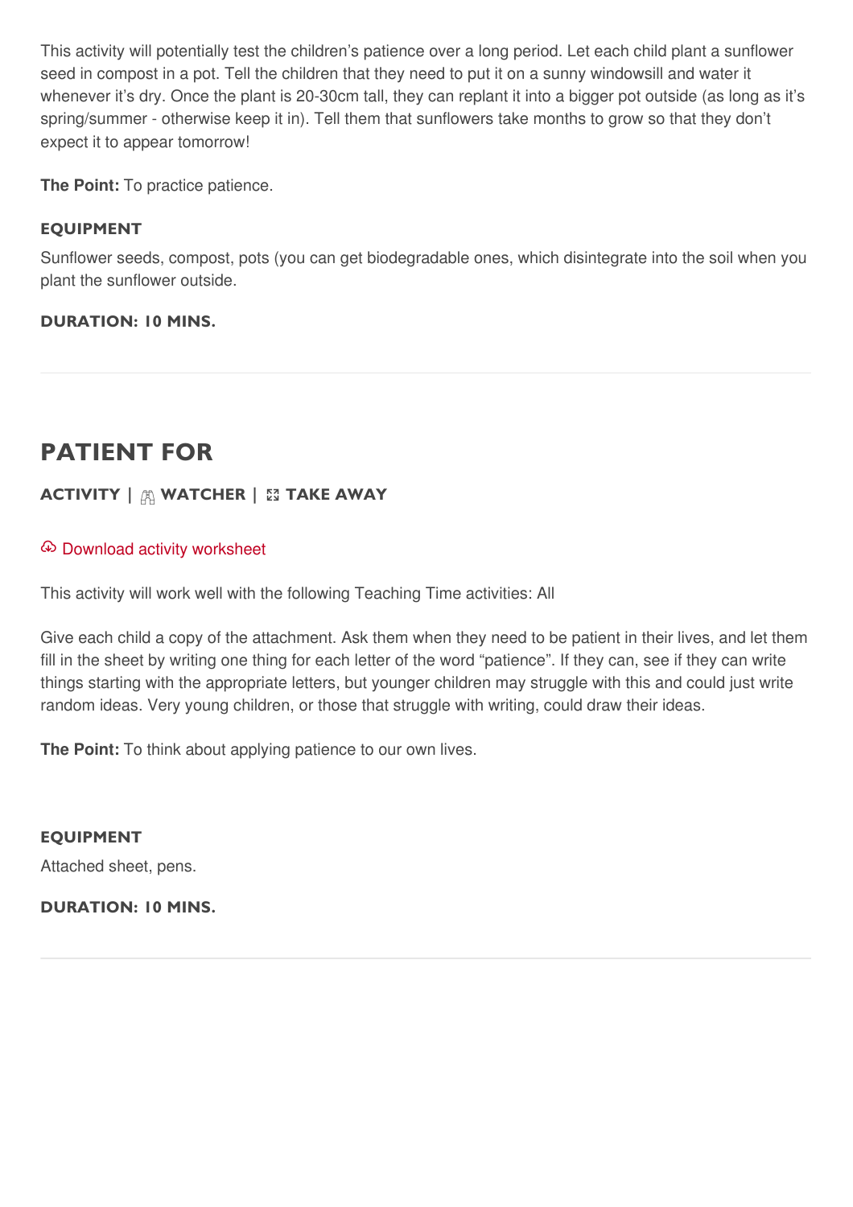This activity will potentially test the children's patience over a long period. Let each child plant a sunflower seed in compost in a pot. Tell the children that they need to put it on a sunny windowsill and water it whenever it's dry. Once the plant is 20-30cm tall, they can replant it into a bigger pot outside (as long as it's spring/summer - otherwise keep it in). Tell them that sunflowers take months to grow so that they don't expect it to appear tomorrow!

**The Point:** To practice patience.

#### EQUIPMENT

Sunflower seeds, compost, pots (you can get biodegradable ones, which disintegrate into the soil when you plant the sunflower outside.

#### DURATION: 10 MINS.

---

## PATIENT FOR

#### ACTIVITY | WATCHER | TAKE AWAY

Download activity worksheet

This activity will work well with the following Teaching Time activities: All

Give each child a copy of the attachment. Ask them when they need to be patient in their lives, and let them fill in the sheet by writing one thing for each letter of the word "patience". If they can, see if they can write things starting with the appropriate letters, but younger children may struggle with this and could just write random ideas. Very young children, or those that struggle with writing, could draw their ideas.

**The Point:** To think about applying patience to our own lives.

#### EQUIPMENT

Attached sheet, pens.

#### DURATION: 10 MINS.

---